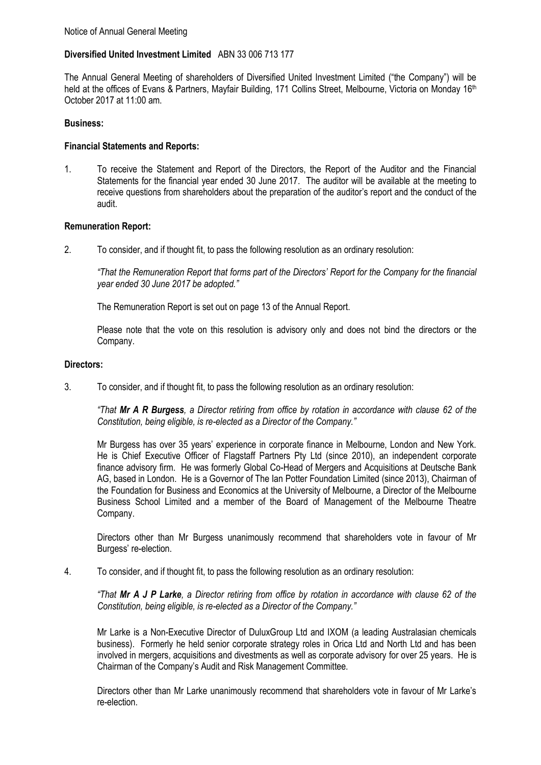Notice of Annual General Meeting

**Diversified United Investment Limited** ABN 33 006 713 177

The Annual General Meeting of shareholders of Diversified United Investment Limited ("the Company") will be held at the offices of Evans & Partners, Mayfair Building, 171 Collins Street, Melbourne, Victoria on Monday 16th October 2017 at 11:00 am.

**Business:**

**Financial Statements and Reports:**

1. To receive the Statement and Report of the Directors, the Report of the Auditor and the Financial Statements for the financial year ended 30 June 2017. The auditor will be available at the meeting to receive questions from shareholders about the preparation of the auditor's report and the conduct of the audit.

**Remuneration Report:**

2. To consider, and if thought fit, to pass the following resolution as an ordinary resolution:

   *"That the Remuneration Report that forms part of the Directors' Report for the Company for the financial year ended 30 June 2017 be adopted."*

   The Remuneration Report is set out on page 13 of the Annual Report.

   Please note that the vote on this resolution is advisory only and does not bind the directors or the Company.

**Directors:**

3. To consider, and if thought fit, to pass the following resolution as an ordinary resolution:

   *"That **Mr A R Burgess**, a Director retiring from office by rotation in accordance with clause 62 of the Constitution, being eligible, is re-elected as a Director of the Company."*

   Mr Burgess has over 35 years' experience in corporate finance in Melbourne, London and New York. He is Chief Executive Officer of Flagstaff Partners Pty Ltd (since 2010), an independent corporate finance advisory firm. He was formerly Global Co-Head of Mergers and Acquisitions at Deutsche Bank AG, based in London. He is a Governor of The Ian Potter Foundation Limited (since 2013), Chairman of the Foundation for Business and Economics at the University of Melbourne, a Director of the Melbourne Business School Limited and a member of the Board of Management of the Melbourne Theatre Company.

   Directors other than Mr Burgess unanimously recommend that shareholders vote in favour of Mr Burgess' re-election.

4. To consider, and if thought fit, to pass the following resolution as an ordinary resolution:

   *"That **Mr A J P Larke**, a Director retiring from office by rotation in accordance with clause 62 of the Constitution, being eligible, is re-elected as a Director of the Company."*

   Mr Larke is a Non-Executive Director of DuluxGroup Ltd and IXOM (a leading Australasian chemicals business). Formerly he held senior corporate strategy roles in Orica Ltd and North Ltd and has been involved in mergers, acquisitions and divestments as well as corporate advisory for over 25 years. He is Chairman of the Company's Audit and Risk Management Committee.

   Directors other than Mr Larke unanimously recommend that shareholders vote in favour of Mr Larke's re-election.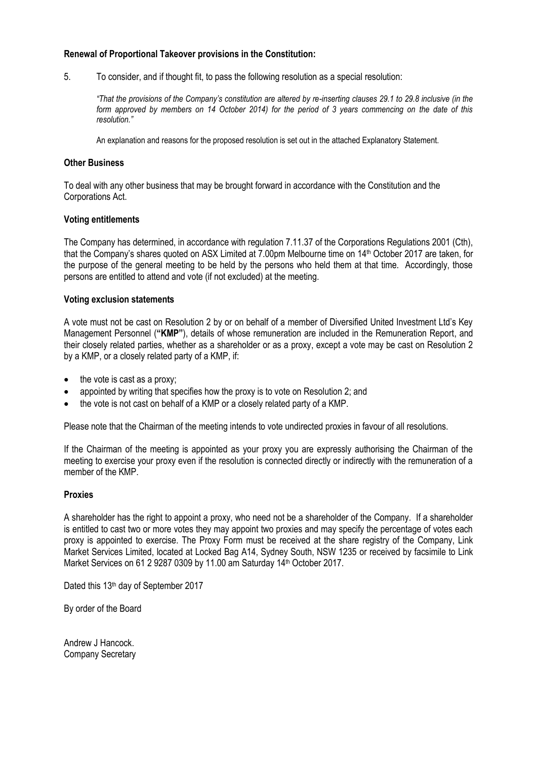**Renewal of Proportional Takeover provisions in the Constitution:**

5. To consider, and if thought fit, to pass the following resolution as a special resolution:

   *"That the provisions of the Company's constitution are altered by re-inserting clauses 29.1 to 29.8 inclusive (in the form approved by members on 14 October 2014) for the period of 3 years commencing on the date of this resolution."*

   An explanation and reasons for the proposed resolution is set out in the attached Explanatory Statement.

**Other Business**

To deal with any other business that may be brought forward in accordance with the Constitution and the Corporations Act.

**Voting entitlements**

The Company has determined, in accordance with regulation 7.11.37 of the Corporations Regulations 2001 (Cth), that the Company's shares quoted on ASX Limited at 7.00pm Melbourne time on 14th October 2017 are taken, for the purpose of the general meeting to be held by the persons who held them at that time. Accordingly, those persons are entitled to attend and vote (if not excluded) at the meeting.

**Voting exclusion statements**

A vote must not be cast on Resolution 2 by or on behalf of a member of Diversified United Investment Ltd's Key Management Personnel (**"KMP"**), details of whose remuneration are included in the Remuneration Report, and their closely related parties, whether as a shareholder or as a proxy, except a vote may be cast on Resolution 2 by a KMP, or a closely related party of a KMP, if:

- the vote is cast as a proxy;
- appointed by writing that specifies how the proxy is to vote on Resolution 2; and
- the vote is not cast on behalf of a KMP or a closely related party of a KMP.

Please note that the Chairman of the meeting intends to vote undirected proxies in favour of all resolutions.

If the Chairman of the meeting is appointed as your proxy you are expressly authorising the Chairman of the meeting to exercise your proxy even if the resolution is connected directly or indirectly with the remuneration of a member of the KMP.

**Proxies**

A shareholder has the right to appoint a proxy, who need not be a shareholder of the Company. If a shareholder is entitled to cast two or more votes they may appoint two proxies and may specify the percentage of votes each proxy is appointed to exercise. The Proxy Form must be received at the share registry of the Company, Link Market Services Limited, located at Locked Bag A14, Sydney South, NSW 1235 or received by facsimile to Link Market Services on 61 2 9287 0309 by 11.00 am Saturday 14th October 2017.

Dated this 13th day of September 2017

By order of the Board

Andrew J Hancock.
Company Secretary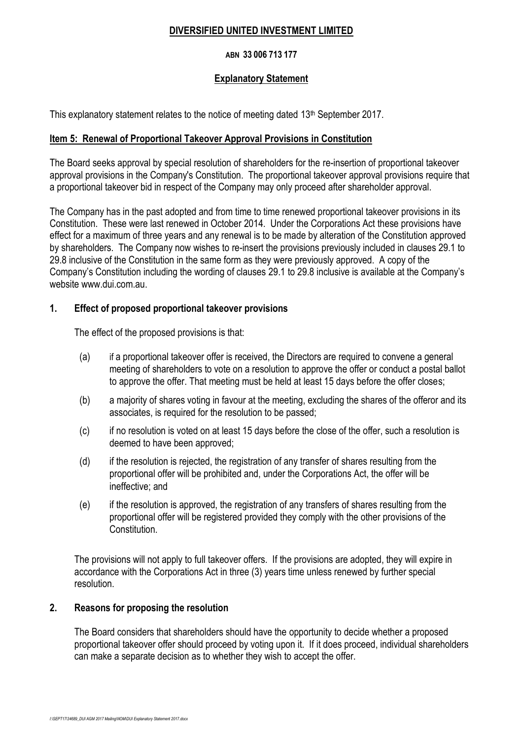# DIVERSIFIED UNITED INVESTMENT LIMITED

**ABN 33 006 713 177**

## Explanatory Statement

This explanatory statement relates to the notice of meeting dated 13th September 2017.

### Item 5: Renewal of Proportional Takeover Approval Provisions in Constitution

The Board seeks approval by special resolution of shareholders for the re-insertion of proportional takeover approval provisions in the Company's Constitution. The proportional takeover approval provisions require that a proportional takeover bid in respect of the Company may only proceed after shareholder approval.

The Company has in the past adopted and from time to time renewed proportional takeover provisions in its Constitution. These were last renewed in October 2014. Under the Corporations Act these provisions have effect for a maximum of three years and any renewal is to be made by alteration of the Constitution approved by shareholders. The Company now wishes to re-insert the provisions previously included in clauses 29.1 to 29.8 inclusive of the Constitution in the same form as they were previously approved. A copy of the Company's Constitution including the wording of clauses 29.1 to 29.8 inclusive is available at the Company's website www.dui.com.au.

### 1. Effect of proposed proportional takeover provisions

The effect of the proposed provisions is that:

(a) if a proportional takeover offer is received, the Directors are required to convene a general meeting of shareholders to vote on a resolution to approve the offer or conduct a postal ballot to approve the offer. That meeting must be held at least 15 days before the offer closes;

(b) a majority of shares voting in favour at the meeting, excluding the shares of the offeror and its associates, is required for the resolution to be passed;

(c) if no resolution is voted on at least 15 days before the close of the offer, such a resolution is deemed to have been approved;

(d) if the resolution is rejected, the registration of any transfer of shares resulting from the proportional offer will be prohibited and, under the Corporations Act, the offer will be ineffective; and

(e) if the resolution is approved, the registration of any transfers of shares resulting from the proportional offer will be registered provided they comply with the other provisions of the Constitution.

The provisions will not apply to full takeover offers. If the provisions are adopted, they will expire in accordance with the Corporations Act in three (3) years time unless renewed by further special resolution.

### 2. Reasons for proposing the resolution

The Board considers that shareholders should have the opportunity to decide whether a proposed proportional takeover offer should proceed by voting upon it. If it does proceed, individual shareholders can make a separate decision as to whether they wish to accept the offer.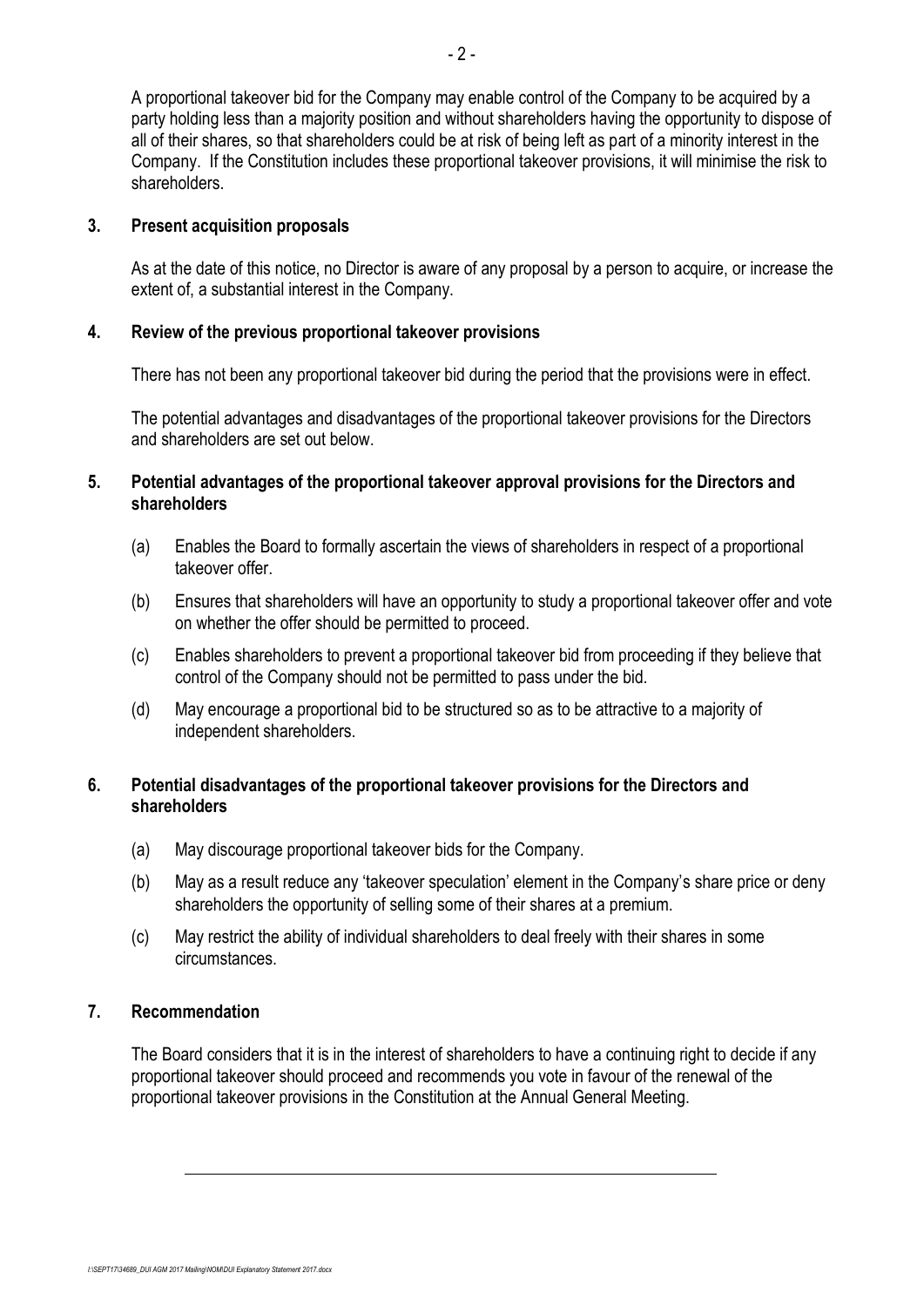A proportional takeover bid for the Company may enable control of the Company to be acquired by a party holding less than a majority position and without shareholders having the opportunity to dispose of all of their shares, so that shareholders could be at risk of being left as part of a minority interest in the Company. If the Constitution includes these proportional takeover provisions, it will minimise the risk to shareholders.

## 3. Present acquisition proposals

As at the date of this notice, no Director is aware of any proposal by a person to acquire, or increase the extent of, a substantial interest in the Company.

## 4. Review of the previous proportional takeover provisions

There has not been any proportional takeover bid during the period that the provisions were in effect.

The potential advantages and disadvantages of the proportional takeover provisions for the Directors and shareholders are set out below.

## 5. Potential advantages of the proportional takeover approval provisions for the Directors and shareholders

(a) Enables the Board to formally ascertain the views of shareholders in respect of a proportional takeover offer.

(b) Ensures that shareholders will have an opportunity to study a proportional takeover offer and vote on whether the offer should be permitted to proceed.

(c) Enables shareholders to prevent a proportional takeover bid from proceeding if they believe that control of the Company should not be permitted to pass under the bid.

(d) May encourage a proportional bid to be structured so as to be attractive to a majority of independent shareholders.

## 6. Potential disadvantages of the proportional takeover provisions for the Directors and shareholders

(a) May discourage proportional takeover bids for the Company.

(b) May as a result reduce any 'takeover speculation' element in the Company's share price or deny shareholders the opportunity of selling some of their shares at a premium.

(c) May restrict the ability of individual shareholders to deal freely with their shares in some circumstances.

## 7. Recommendation

The Board considers that it is in the interest of shareholders to have a continuing right to decide if any proportional takeover should proceed and recommends you vote in favour of the renewal of the proportional takeover provisions in the Constitution at the Annual General Meeting.

---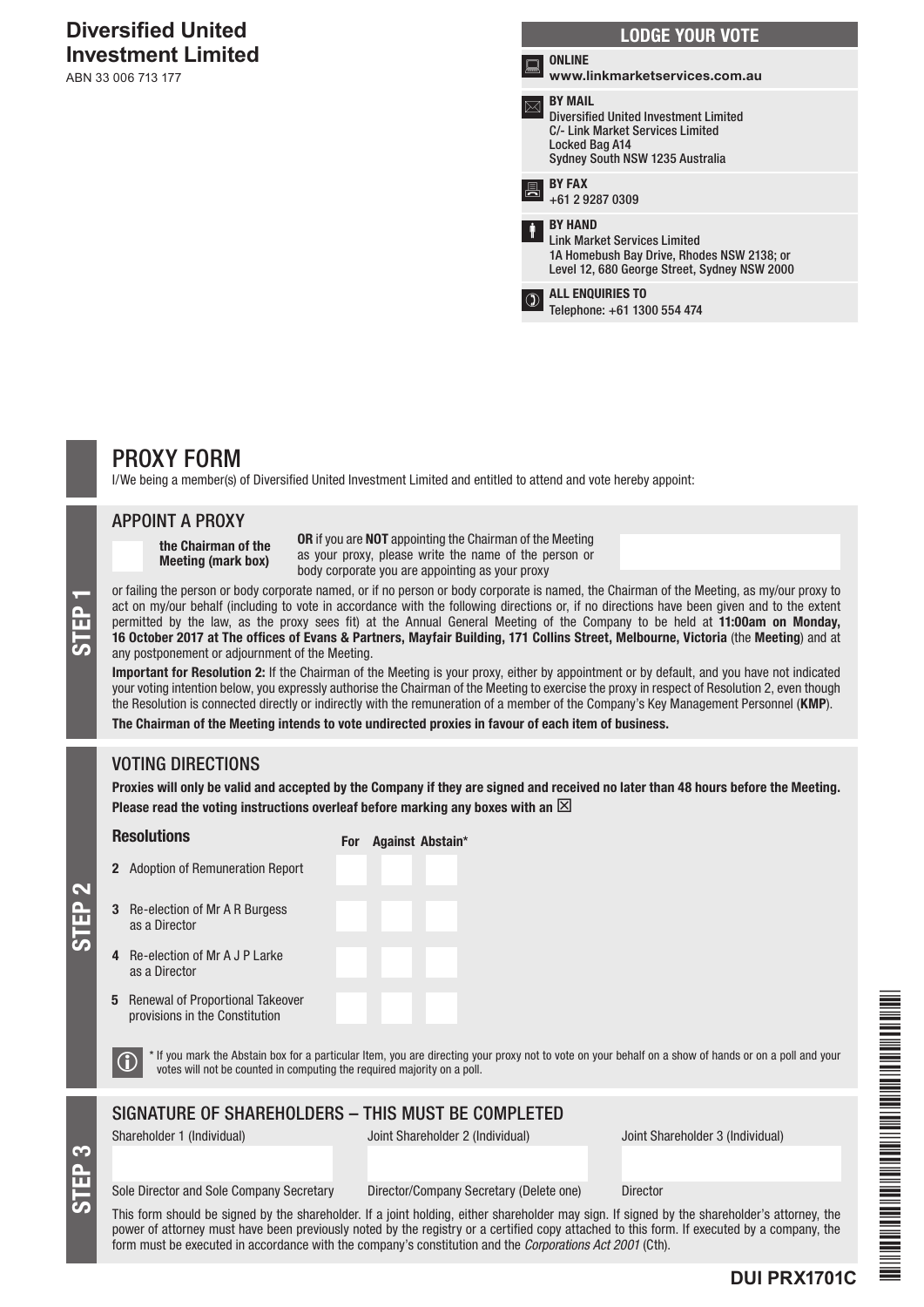# Diversified United Investment Limited

ABN 33 006 713 177

## LODGE YOUR VOTE

**ONLINE**
**www.linkmarketservices.com.au**

**BY MAIL**
Diversified United Investment Limited
C/- Link Market Services Limited
Locked Bag A14
Sydney South NSW 1235 Australia

**BY FAX**
+61 2 9287 0309

**BY HAND**
Link Market Services Limited
1A Homebush Bay Drive, Rhodes NSW 2138; or
Level 12, 680 George Street, Sydney NSW 2000

**ALL ENQUIRIES TO**
Telephone: +61 1300 554 474

# PROXY FORM

I/We being a member(s) of Diversified United Investment Limited and entitled to attend and vote hereby appoint:

## STEP 1

### APPOINT A PROXY

**the Chairman of the Meeting (mark box)**

**OR** if you are **NOT** appointing the Chairman of the Meeting as your proxy, please write the name of the person or body corporate you are appointing as your proxy

or failing the person or body corporate named, or if no person or body corporate is named, the Chairman of the Meeting, as my/our proxy to act on my/our behalf (including to vote in accordance with the following directions or, if no directions have been given and to the extent permitted by the law, as the proxy sees fit) at the Annual General Meeting of the Company to be held at **11:00am on Monday, 16 October 2017 at The offices of Evans & Partners, Mayfair Building, 171 Collins Street, Melbourne, Victoria** (the **Meeting**) and at any postponement or adjournment of the Meeting.

**Important for Resolution 2:** If the Chairman of the Meeting is your proxy, either by appointment or by default, and you have not indicated your voting intention below, you expressly authorise the Chairman of the Meeting to exercise the proxy in respect of Resolution 2, even though the Resolution is connected directly or indirectly with the remuneration of a member of the Company's Key Management Personnel (**KMP**).

**The Chairman of the Meeting intends to vote undirected proxies in favour of each item of business.**

## STEP 2

### VOTING DIRECTIONS

**Proxies will only be valid and accepted by the Company if they are signed and received no later than 48 hours before the Meeting.**
**Please read the voting instructions overleaf before marking any boxes with an ☒**

| Resolutions | For | Against | Abstain* |
|---|---|---|---|
| 2 Adoption of Remuneration Report | | | |
| 3 Re-election of Mr A R Burgess as a Director | | | |
| 4 Re-election of Mr A J P Larke as a Director | | | |
| 5 Renewal of Proportional Takeover provisions in the Constitution | | | |

\* If you mark the Abstain box for a particular Item, you are directing your proxy not to vote on your behalf on a show of hands or on a poll and your votes will not be counted in computing the required majority on a poll.

## STEP 3

### SIGNATURE OF SHAREHOLDERS – THIS MUST BE COMPLETED

| Shareholder 1 (Individual) | Joint Shareholder 2 (Individual) | Joint Shareholder 3 (Individual) |
|---|---|---|
| | | |
| Sole Director and Sole Company Secretary | Director/Company Secretary (Delete one) | Director |

This form should be signed by the shareholder. If a joint holding, either shareholder may sign. If signed by the shareholder's attorney, the power of attorney must have been previously noted by the registry or a certified copy attached to this form. If executed by a company, the form must be executed in accordance with the company's constitution and the *Corporations Act 2001* (Cth).

**DUI PRX1701C**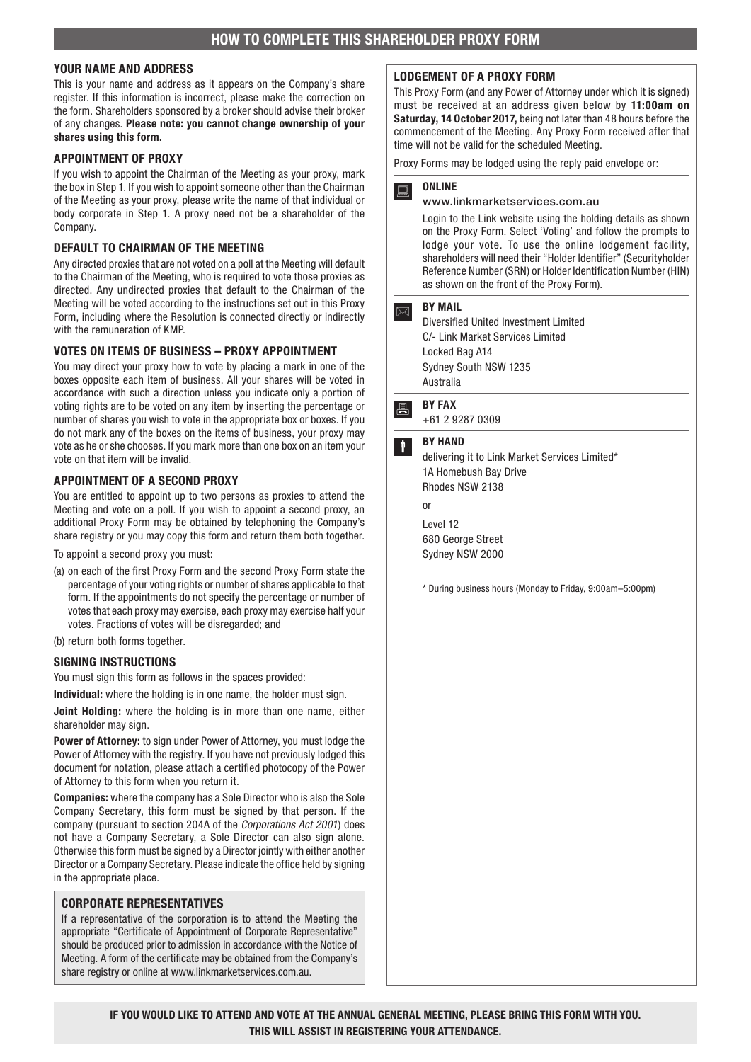# HOW TO COMPLETE THIS SHAREHOLDER PROXY FORM

## YOUR NAME AND ADDRESS

This is your name and address as it appears on the Company's share register. If this information is incorrect, please make the correction on the form. Shareholders sponsored by a broker should advise their broker of any changes. **Please note: you cannot change ownership of your shares using this form.**

## APPOINTMENT OF PROXY

If you wish to appoint the Chairman of the Meeting as your proxy, mark the box in Step 1. If you wish to appoint someone other than the Chairman of the Meeting as your proxy, please write the name of that individual or body corporate in Step 1. A proxy need not be a shareholder of the Company.

## DEFAULT TO CHAIRMAN OF THE MEETING

Any directed proxies that are not voted on a poll at the Meeting will default to the Chairman of the Meeting, who is required to vote those proxies as directed. Any undirected proxies that default to the Chairman of the Meeting will be voted according to the instructions set out in this Proxy Form, including where the Resolution is connected directly or indirectly with the remuneration of KMP.

## VOTES ON ITEMS OF BUSINESS – PROXY APPOINTMENT

You may direct your proxy how to vote by placing a mark in one of the boxes opposite each item of business. All your shares will be voted in accordance with such a direction unless you indicate only a portion of voting rights are to be voted on any item by inserting the percentage or number of shares you wish to vote in the appropriate box or boxes. If you do not mark any of the boxes on the items of business, your proxy may vote as he or she chooses. If you mark more than one box on an item your vote on that item will be invalid.

## APPOINTMENT OF A SECOND PROXY

You are entitled to appoint up to two persons as proxies to attend the Meeting and vote on a poll. If you wish to appoint a second proxy, an additional Proxy Form may be obtained by telephoning the Company's share registry or you may copy this form and return them both together.

To appoint a second proxy you must:

(a) on each of the first Proxy Form and the second Proxy Form state the percentage of your voting rights or number of shares applicable to that form. If the appointments do not specify the percentage or number of votes that each proxy may exercise, each proxy may exercise half your votes. Fractions of votes will be disregarded; and

(b) return both forms together.

## SIGNING INSTRUCTIONS

You must sign this form as follows in the spaces provided:

**Individual:** where the holding is in one name, the holder must sign.

**Joint Holding:** where the holding is in more than one name, either shareholder may sign.

**Power of Attorney:** to sign under Power of Attorney, you must lodge the Power of Attorney with the registry. If you have not previously lodged this document for notation, please attach a certified photocopy of the Power of Attorney to this form when you return it.

**Companies:** where the company has a Sole Director who is also the Sole Company Secretary, this form must be signed by that person. If the company (pursuant to section 204A of the *Corporations Act 2001*) does not have a Company Secretary, a Sole Director can also sign alone. Otherwise this form must be signed by a Director jointly with either another Director or a Company Secretary. Please indicate the office held by signing in the appropriate place.

## CORPORATE REPRESENTATIVES

If a representative of the corporation is to attend the Meeting the appropriate "Certificate of Appointment of Corporate Representative" should be produced prior to admission in accordance with the Notice of Meeting. A form of the certificate may be obtained from the Company's share registry or online at www.linkmarketservices.com.au.

## LODGEMENT OF A PROXY FORM

This Proxy Form (and any Power of Attorney under which it is signed) must be received at an address given below by **11:00am on Saturday, 14 October 2017,** being not later than 48 hours before the commencement of the Meeting. Any Proxy Form received after that time will not be valid for the scheduled Meeting.

Proxy Forms may be lodged using the reply paid envelope or:

**ONLINE**

www.linkmarketservices.com.au

Login to the Link website using the holding details as shown on the Proxy Form. Select 'Voting' and follow the prompts to lodge your vote. To use the online lodgement facility, shareholders will need their "Holder Identifier" (Securityholder Reference Number (SRN) or Holder Identification Number (HIN) as shown on the front of the Proxy Form).

**BY MAIL**

Diversified United Investment Limited
C/- Link Market Services Limited
Locked Bag A14
Sydney South NSW 1235
Australia

**BY FAX**

+61 2 9287 0309

**BY HAND**

delivering it to Link Market Services Limited*
1A Homebush Bay Drive
Rhodes NSW 2138

or

Level 12
680 George Street
Sydney NSW 2000

\* During business hours (Monday to Friday, 9:00am–5:00pm)

**IF YOU WOULD LIKE TO ATTEND AND VOTE AT THE ANNUAL GENERAL MEETING, PLEASE BRING THIS FORM WITH YOU. THIS WILL ASSIST IN REGISTERING YOUR ATTENDANCE.**